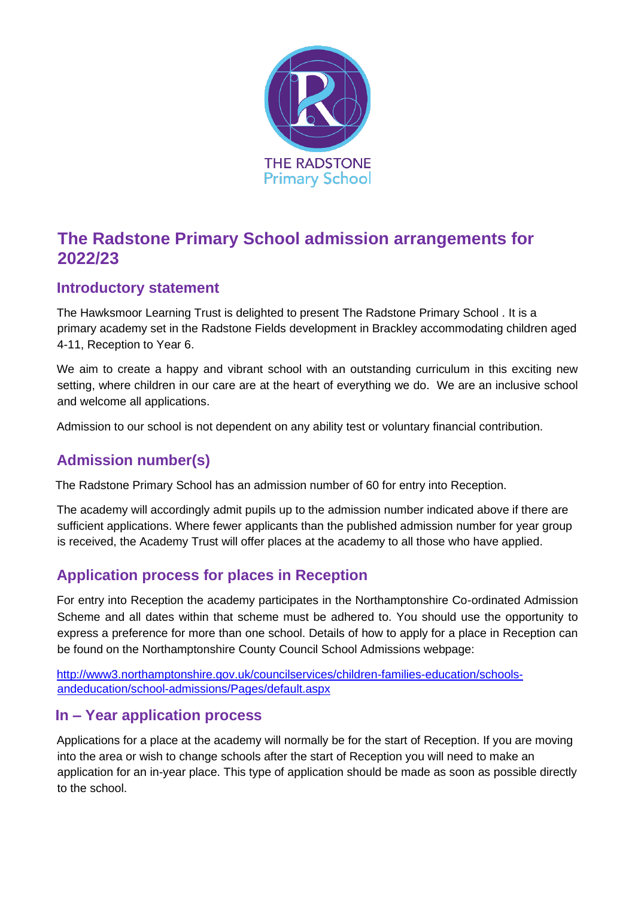THE RADSTONE
Primary School

# The Radstone Primary School admission arrangements for 2022/23

## Introductory statement

The Hawksmoor Learning Trust is delighted to present The Radstone Primary School . It is a primary academy set in the Radstone Fields development in Brackley accommodating children aged 4-11, Reception to Year 6.

We aim to create a happy and vibrant school with an outstanding curriculum in this exciting new setting, where children in our care are at the heart of everything we do. We are an inclusive school and welcome all applications.

Admission to our school is not dependent on any ability test or voluntary financial contribution.

## Admission number(s)

The Radstone Primary School has an admission number of 60 for entry into Reception.

The academy will accordingly admit pupils up to the admission number indicated above if there are sufficient applications. Where fewer applicants than the published admission number for year group is received, the Academy Trust will offer places at the academy to all those who have applied.

## Application process for places in Reception

For entry into Reception the academy participates in the Northamptonshire Co-ordinated Admission Scheme and all dates within that scheme must be adhered to. You should use the opportunity to express a preference for more than one school. Details of how to apply for a place in Reception can be found on the Northamptonshire County Council School Admissions webpage:

[http://www3.northamptonshire.gov.uk/councilservices/children-families-education/schools-andeducation/school-admissions/Pages/default.aspx](http://www3.northamptonshire.gov.uk/councilservices/children-families-education/schools-andeducation/school-admissions/Pages/default.aspx)

## In – Year application process

Applications for a place at the academy will normally be for the start of Reception. If you are moving into the area or wish to change schools after the start of Reception you will need to make an application for an in-year place. This type of application should be made as soon as possible directly to the school.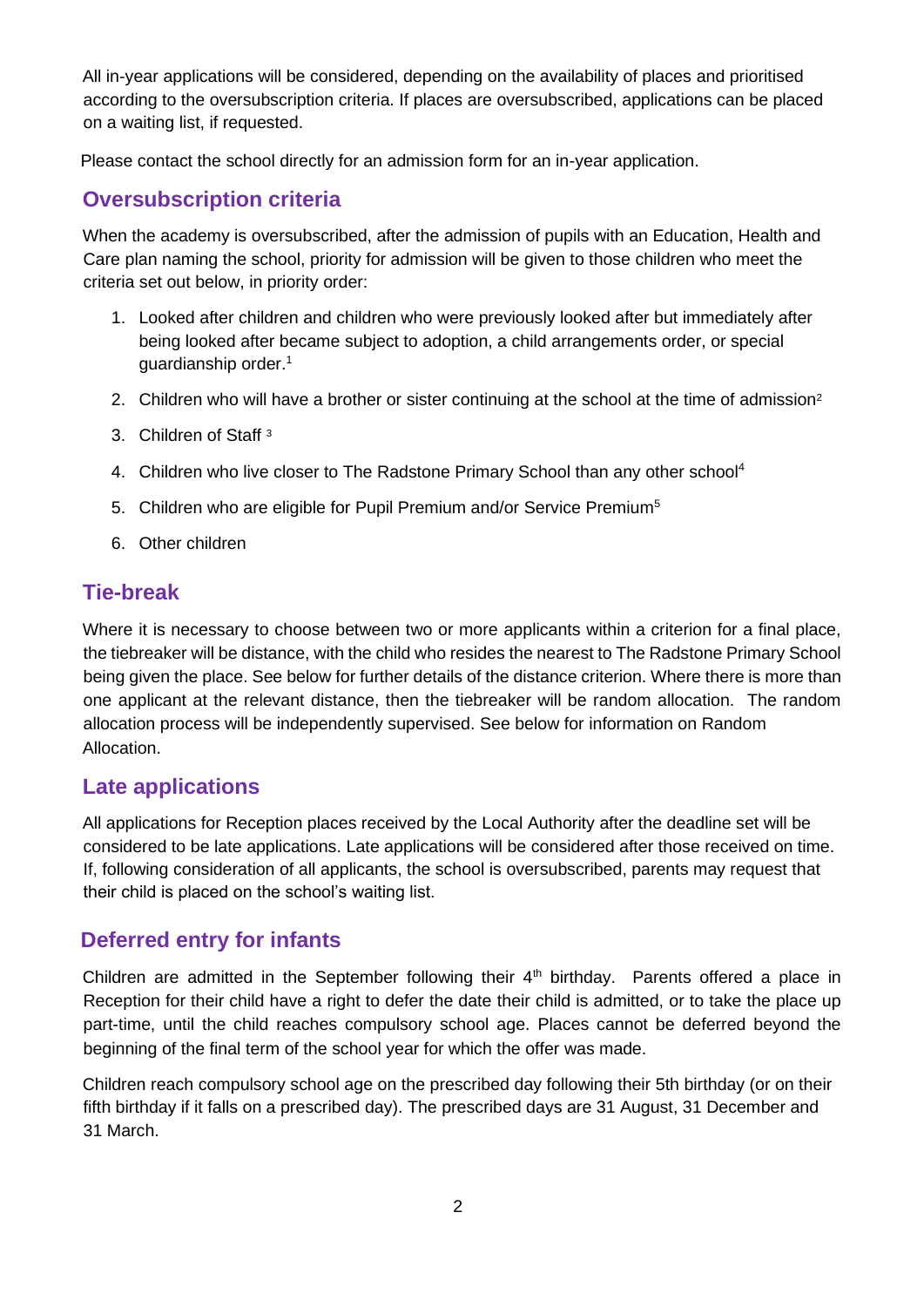All in-year applications will be considered, depending on the availability of places and prioritised according to the oversubscription criteria. If places are oversubscribed, applications can be placed on a waiting list, if requested.

Please contact the school directly for an admission form for an in-year application.

## Oversubscription criteria

When the academy is oversubscribed, after the admission of pupils with an Education, Health and Care plan naming the school, priority for admission will be given to those children who meet the criteria set out below, in priority order:

1. Looked after children and children who were previously looked after but immediately after being looked after became subject to adoption, a child arrangements order, or special guardianship order.[1]
2. Children who will have a brother or sister continuing at the school at the time of admission[2]
3. Children of Staff [3]
4. Children who live closer to The Radstone Primary School than any other school[4]
5. Children who are eligible for Pupil Premium and/or Service Premium[5]
6. Other children

## Tie-break

Where it is necessary to choose between two or more applicants within a criterion for a final place, the tiebreaker will be distance, with the child who resides the nearest to The Radstone Primary School being given the place. See below for further details of the distance criterion. Where there is more than one applicant at the relevant distance, then the tiebreaker will be random allocation. The random allocation process will be independently supervised. See below for information on Random Allocation.

## Late applications

All applications for Reception places received by the Local Authority after the deadline set will be considered to be late applications. Late applications will be considered after those received on time. If, following consideration of all applicants, the school is oversubscribed, parents may request that their child is placed on the school's waiting list.

## Deferred entry for infants

Children are admitted in the September following their 4th birthday. Parents offered a place in Reception for their child have a right to defer the date their child is admitted, or to take the place up part-time, until the child reaches compulsory school age. Places cannot be deferred beyond the beginning of the final term of the school year for which the offer was made.

Children reach compulsory school age on the prescribed day following their 5th birthday (or on their fifth birthday if it falls on a prescribed day). The prescribed days are 31 August, 31 December and 31 March.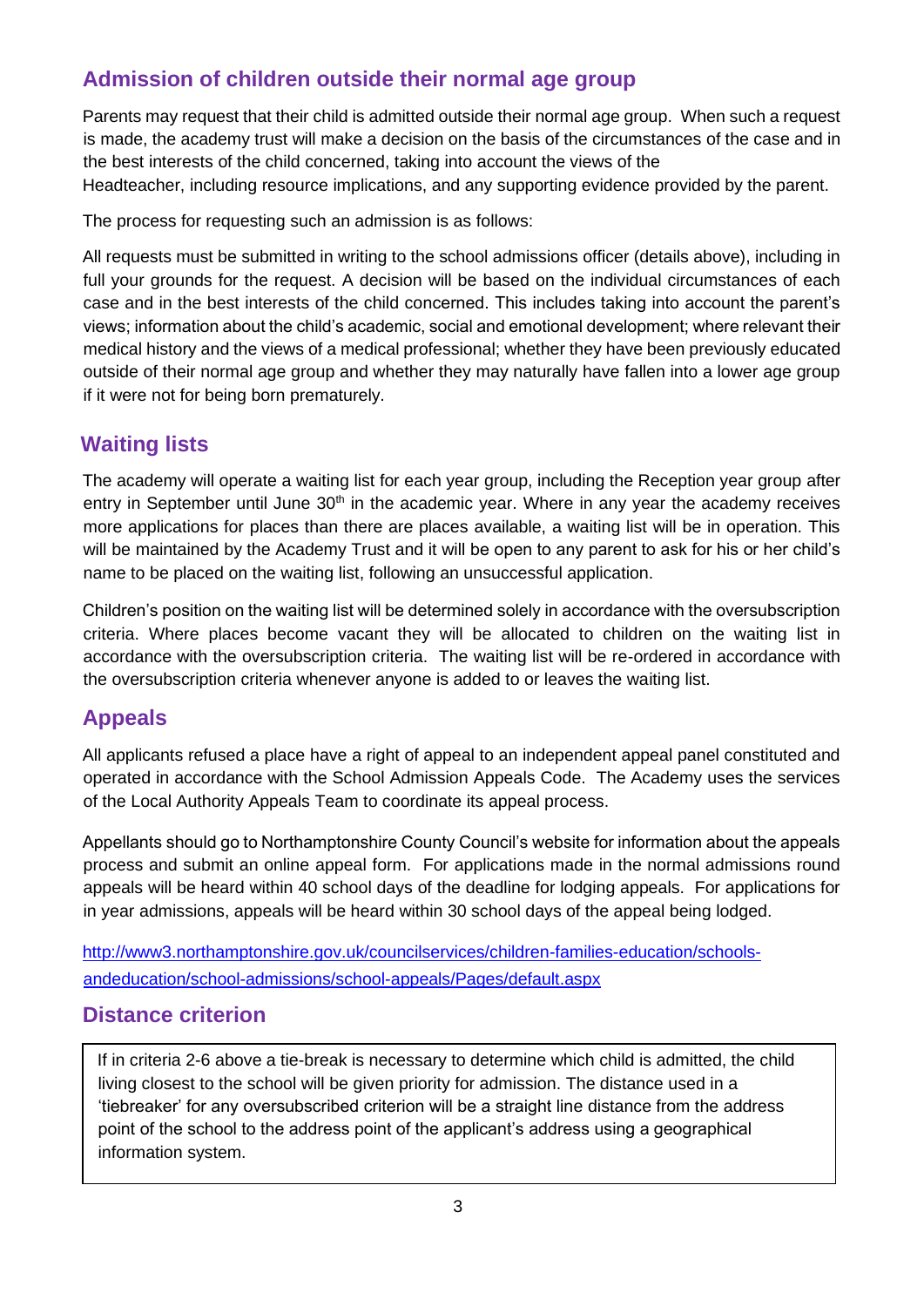## Admission of children outside their normal age group

Parents may request that their child is admitted outside their normal age group. When such a request is made, the academy trust will make a decision on the basis of the circumstances of the case and in the best interests of the child concerned, taking into account the views of the Headteacher, including resource implications, and any supporting evidence provided by the parent.

The process for requesting such an admission is as follows:

All requests must be submitted in writing to the school admissions officer (details above), including in full your grounds for the request. A decision will be based on the individual circumstances of each case and in the best interests of the child concerned. This includes taking into account the parent's views; information about the child's academic, social and emotional development; where relevant their medical history and the views of a medical professional; whether they have been previously educated outside of their normal age group and whether they may naturally have fallen into a lower age group if it were not for being born prematurely.

## Waiting lists

The academy will operate a waiting list for each year group, including the Reception year group after entry in September until June 30th in the academic year. Where in any year the academy receives more applications for places than there are places available, a waiting list will be in operation. This will be maintained by the Academy Trust and it will be open to any parent to ask for his or her child's name to be placed on the waiting list, following an unsuccessful application.

Children's position on the waiting list will be determined solely in accordance with the oversubscription criteria. Where places become vacant they will be allocated to children on the waiting list in accordance with the oversubscription criteria. The waiting list will be re-ordered in accordance with the oversubscription criteria whenever anyone is added to or leaves the waiting list.

## Appeals

All applicants refused a place have a right of appeal to an independent appeal panel constituted and operated in accordance with the School Admission Appeals Code. The Academy uses the services of the Local Authority Appeals Team to coordinate its appeal process.

Appellants should go to Northamptonshire County Council's website for information about the appeals process and submit an online appeal form. For applications made in the normal admissions round appeals will be heard within 40 school days of the deadline for lodging appeals. For applications for in year admissions, appeals will be heard within 30 school days of the appeal being lodged.

http://www3.northamptonshire.gov.uk/councilservices/children-families-education/schools-andeducation/school-admissions/school-appeals/Pages/default.aspx

## Distance criterion

If in criteria 2-6 above a tie-break is necessary to determine which child is admitted, the child living closest to the school will be given priority for admission. The distance used in a 'tiebreaker' for any oversubscribed criterion will be a straight line distance from the address point of the school to the address point of the applicant's address using a geographical information system.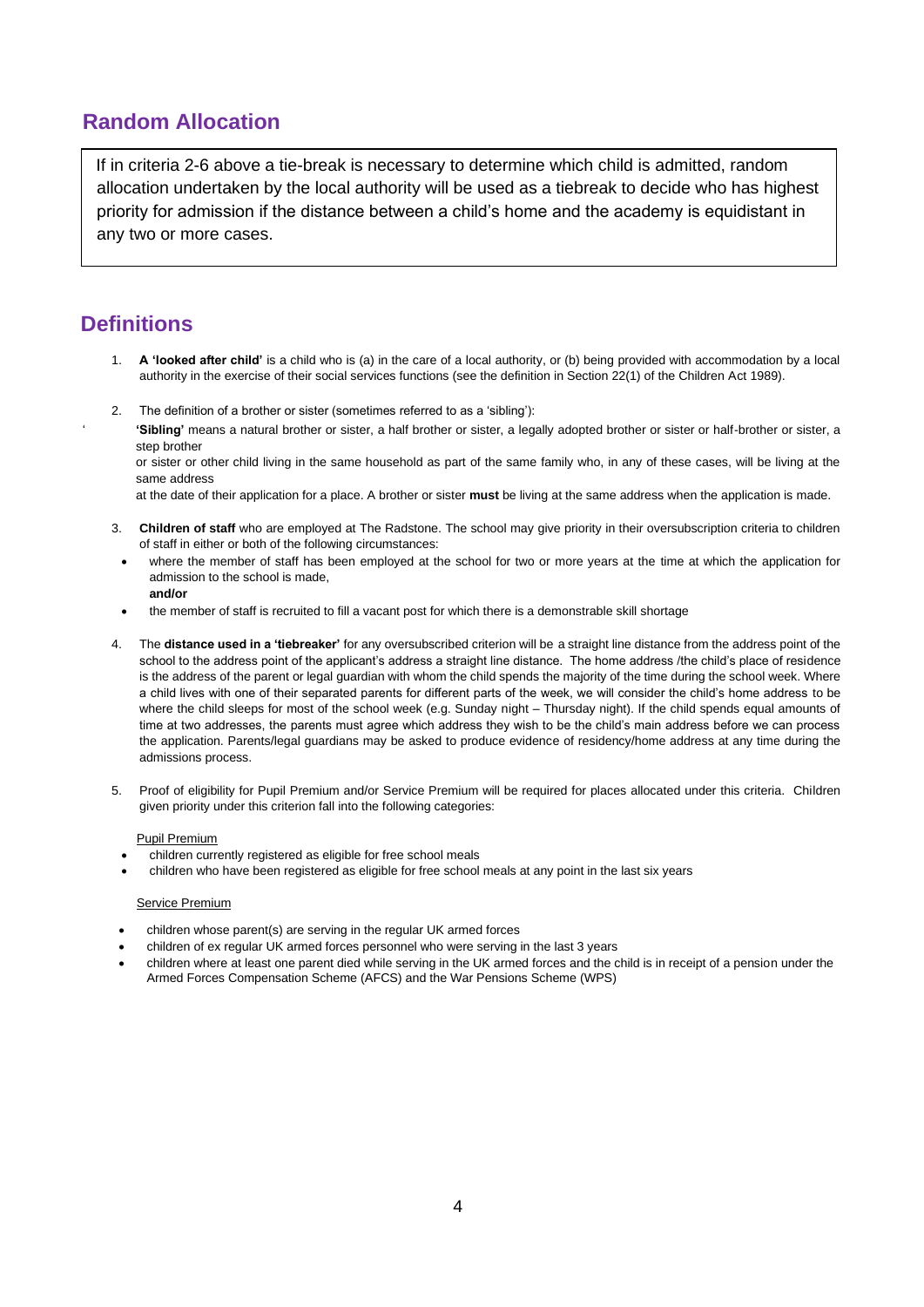## Random Allocation

If in criteria 2-6 above a tie-break is necessary to determine which child is admitted, random allocation undertaken by the local authority will be used as a tiebreak to decide who has highest priority for admission if the distance between a child's home and the academy is equidistant in any two or more cases.

## Definitions

1. **A 'looked after child'** is a child who is (a) in the care of a local authority, or (b) being provided with accommodation by a local authority in the exercise of their social services functions (see the definition in Section 22(1) of the Children Act 1989).

2. The definition of a brother or sister (sometimes referred to as a 'sibling'):

   **'Sibling'** means a natural brother or sister, a half brother or sister, a legally adopted brother or sister or half-brother or sister, a step brother or sister or other child living in the same household as part of the same family who, in any of these cases, will be living at the same address at the date of their application for a place. A brother or sister **must** be living at the same address when the application is made.

3. **Children of staff** who are employed at The Radstone. The school may give priority in their oversubscription criteria to children of staff in either or both of the following circumstances:
   - where the member of staff has been employed at the school for two or more years at the time at which the application for admission to the school is made,
     **and/or**
   - the member of staff is recruited to fill a vacant post for which there is a demonstrable skill shortage

4. The **distance used in a 'tiebreaker'** for any oversubscribed criterion will be a straight line distance from the address point of the school to the address point of the applicant's address a straight line distance. The home address /the child's place of residence is the address of the parent or legal guardian with whom the child spends the majority of the time during the school week. Where a child lives with one of their separated parents for different parts of the week, we will consider the child's home address to be where the child sleeps for most of the school week (e.g. Sunday night – Thursday night). If the child spends equal amounts of time at two addresses, the parents must agree which address they wish to be the child's main address before we can process the application. Parents/legal guardians may be asked to produce evidence of residency/home address at any time during the admissions process.

5. Proof of eligibility for Pupil Premium and/or Service Premium will be required for places allocated under this criteria. Children given priority under this criterion fall into the following categories:

   Pupil Premium
   - children currently registered as eligible for free school meals
   - children who have been registered as eligible for free school meals at any point in the last six years

   Service Premium
   - children whose parent(s) are serving in the regular UK armed forces
   - children of ex regular UK armed forces personnel who were serving in the last 3 years
   - children where at least one parent died while serving in the UK armed forces and the child is in receipt of a pension under the Armed Forces Compensation Scheme (AFCS) and the War Pensions Scheme (WPS)